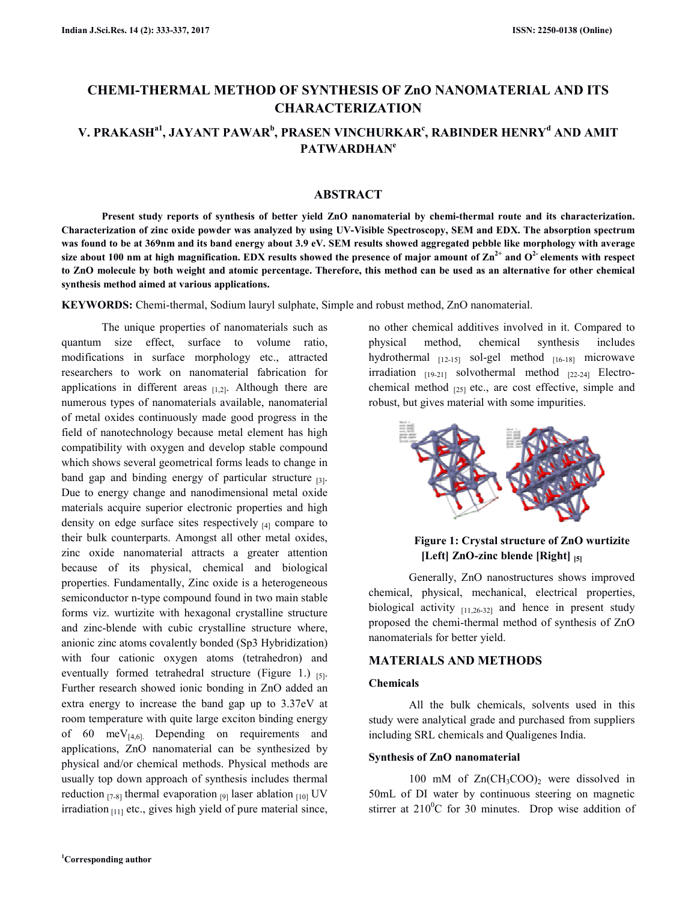# CHEMI-THERMAL METHOD OF SYNTHESIS OF ZnO NANOMATERIAL AND ITS CHARACTERIZATION

## V. PRAKASH[a1], JAYANT PAWAR[b], PRASEN VINCHURKAR[c], RABINDER HENRY[d] AND AMIT PATWARDHAN[e]

## ABSTRACT

**Present study reports of synthesis of better yield ZnO nanomaterial by chemi-thermal route and its characterization. Characterization of zinc oxide powder was analyzed by using UV-Visible Spectroscopy, SEM and EDX. The absorption spectrum was found to be at 369nm and its band energy about 3.9 eV. SEM results showed aggregated pebble like morphology with average size about 100 nm at high magnification. EDX results showed the presence of major amount of $Zn^{2+}$ and $O^{2-}$ elements with respect to ZnO molecule by both weight and atomic percentage. Therefore, this method can be used as an alternative for other chemical synthesis method aimed at various applications.**

**KEYWORDS:** Chemi-thermal, Sodium lauryl sulphate, Simple and robust method, ZnO nanomaterial.

The unique properties of nanomaterials such as quantum size effect, surface to volume ratio, modifications in surface morphology etc., attracted researchers to work on nanomaterial fabrication for applications in different areas [1,2]. Although there are numerous types of nanomaterials available, nanomaterial of metal oxides continuously made good progress in the field of nanotechnology because metal element has high compatibility with oxygen and develop stable compound which shows several geometrical forms leads to change in band gap and binding energy of particular structure [3]. Due to energy change and nanodimensional metal oxide materials acquire superior electronic properties and high density on edge surface sites respectively [4] compare to their bulk counterparts. Amongst all other metal oxides, zinc oxide nanomaterial attracts a greater attention because of its physical, chemical and biological properties. Fundamentally, Zinc oxide is a heterogeneous semiconductor n-type compound found in two main stable forms viz. wurtizite with hexagonal crystalline structure and zinc-blende with cubic crystalline structure where, anionic zinc atoms covalently bonded (Sp3 Hybridization) with four cationic oxygen atoms (tetrahedron) and eventually formed tetrahedral structure (Figure 1.) [5]. Further research showed ionic bonding in ZnO added an extra energy to increase the band gap up to 3.37eV at room temperature with quite large exciton binding energy of 60 meV[4,6]. Depending on requirements and applications, ZnO nanomaterial can be synthesized by physical and/or chemical methods. Physical methods are usually top down approach of synthesis includes thermal reduction [7-8] thermal evaporation [9] laser ablation [10] UV irradiation [11] etc., gives high yield of pure material since, no other chemical additives involved in it. Compared to physical method, chemical synthesis includes hydrothermal [12-15] sol-gel method [16-18] microwave irradiation [19-21] solvothermal method [22-24] Electro-chemical method [25] etc., are cost effective, simple and robust, but gives material with some impurities.

**Figure 1: Crystal structure of ZnO wurtizite [Left] ZnO-zinc blende [Right] [5]**

Generally, ZnO nanostructures shows improved chemical, physical, mechanical, electrical properties, biological activity [11,26-32] and hence in present study proposed the chemi-thermal method of synthesis of ZnO nanomaterials for better yield.

## MATERIALS AND METHODS

### Chemicals

All the bulk chemicals, solvents used in this study were analytical grade and purchased from suppliers including SRL chemicals and Qualigenes India.

### Synthesis of ZnO nanomaterial

100 mM of $Zn(CH_3COO)_2$ were dissolved in 50mL of DI water by continuous steering on magnetic stirrer at $210^0C$ for 30 minutes. Drop wise addition of

[1]Corresponding author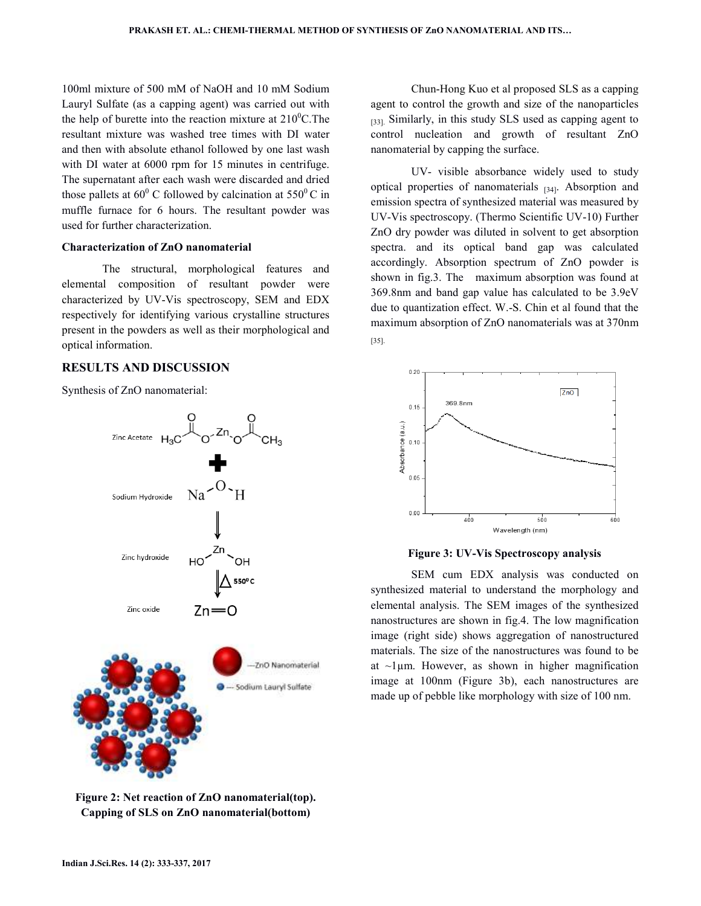100ml mixture of 500 mM of NaOH and 10 mM Sodium Lauryl Sulfate (as a capping agent) was carried out with the help of burette into the reaction mixture at $210^0$C.The resultant mixture was washed tree times with DI water and then with absolute ethanol followed by one last wash with DI water at 6000 rpm for 15 minutes in centrifuge. The supernatant after each wash were discarded and dried those pallets at $60^0$ C followed by calcination at $550^0$ C in muffle furnace for 6 hours. The resultant powder was used for further characterization.

**Characterization of ZnO nanomaterial**

The structural, morphological features and elemental composition of resultant powder were characterized by UV-Vis spectroscopy, SEM and EDX respectively for identifying various crystalline structures present in the powders as well as their morphological and optical information.

## RESULTS AND DISCUSSION

Synthesis of ZnO nanomaterial:

Figure 2: Net reaction of ZnO nanomaterial(top). Capping of SLS on ZnO nanomaterial(bottom)

Chun-Hong Kuo et al proposed SLS as a capping agent to control the growth and size of the nanoparticles [33]. Similarly, in this study SLS used as capping agent to control nucleation and growth of resultant ZnO nanomaterial by capping the surface.

UV- visible absorbance widely used to study optical properties of nanomaterials [34]. Absorption and emission spectra of synthesized material was measured by UV-Vis spectroscopy. (Thermo Scientific UV-10) Further ZnO dry powder was diluted in solvent to get absorption spectra. and its optical band gap was calculated accordingly. Absorption spectrum of ZnO powder is shown in fig.3. The maximum absorption was found at 369.8nm and band gap value has calculated to be 3.9eV due to quantization effect. W.-S. Chin et al found that the maximum absorption of ZnO nanomaterials was at 370nm [35].

Figure 3: UV-Vis Spectroscopy analysis

SEM cum EDX analysis was conducted on synthesized material to understand the morphology and elemental analysis. The SEM images of the synthesized nanostructures are shown in fig.4. The low magnification image (right side) shows aggregation of nanostructured materials. The size of the nanostructures was found to be at ~1µm. However, as shown in higher magnification image at 100nm (Figure 3b), each nanostructures are made up of pebble like morphology with size of 100 nm.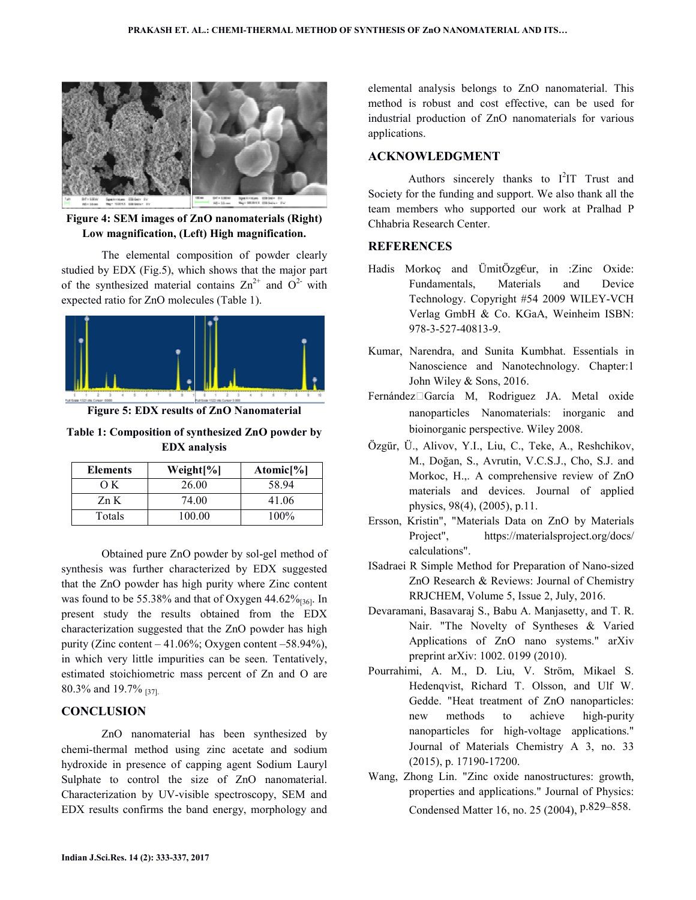**Figure 4: SEM images of ZnO nanomaterials (Right) Low magnification, (Left) High magnification.**

The elemental composition of powder clearly studied by EDX (Fig.5), which shows that the major part of the synthesized material contains $Zn^{2+}$ and $O^{2-}$ with expected ratio for ZnO molecules (Table 1).

**Figure 5: EDX results of ZnO Nanomaterial**

**Table 1: Composition of synthesized ZnO powder by EDX analysis**

| Elements | Weight[%] | Atomic[%] |
|---|---|---|
| O K | 26.00 | 58.94 |
| Zn K | 74.00 | 41.06 |
| Totals | 100.00 | 100% |

Obtained pure ZnO powder by sol-gel method of synthesis was further characterized by EDX suggested that the ZnO powder has high purity where Zinc content was found to be 55.38% and that of Oxygen 44.62%[36]. In present study the results obtained from the EDX characterization suggested that the ZnO powder has high purity (Zinc content – 41.06%; Oxygen content –58.94%), in which very little impurities can be seen. Tentatively, estimated stoichiometric mass percent of Zn and O are 80.3% and 19.7% [37].

## CONCLUSION

ZnO nanomaterial has been synthesized by chemi-thermal method using zinc acetate and sodium hydroxide in presence of capping agent Sodium Lauryl Sulphate to control the size of ZnO nanomaterial. Characterization by UV-visible spectroscopy, SEM and EDX results confirms the band energy, morphology and elemental analysis belongs to ZnO nanomaterial. This method is robust and cost effective, can be used for industrial production of ZnO nanomaterials for various applications.

## ACKNOWLEDGMENT

Authors sincerely thanks to $I^2IT$ Trust and Society for the funding and support. We also thank all the team members who supported our work at Pralhad P Chhabria Research Center.

## REFERENCES

Hadis Morkoç and ÜmitÖzg€ur, in :Zinc Oxide: Fundamentals, Materials and Device Technology. Copyright #54 2009 WILEY-VCH Verlag GmbH & Co. KGaA, Weinheim ISBN: 978-3-527-40813-9.

Kumar, Narendra, and Sunita Kumbhat. Essentials in Nanoscience and Nanotechnology. Chapter:1 John Wiley & Sons, 2016.

Fernández□García M, Rodriguez JA. Metal oxide nanoparticles Nanomaterials: inorganic and bioinorganic perspective. Wiley 2008.

Özgür, Ü., Alivov, Y.I., Liu, C., Teke, A., Reshchikov, M., Doğan, S., Avrutin, V.C.S.J., Cho, S.J. and Morkoc, H.,. A comprehensive review of ZnO materials and devices. Journal of applied physics, 98(4), (2005), p.11.

Ersson, Kristin", "Materials Data on ZnO by Materials Project", https://materialsproject.org/docs/ calculations".

ISadraei R Simple Method for Preparation of Nano-sized ZnO Research & Reviews: Journal of Chemistry RRJCHEM, Volume 5, Issue 2, July, 2016.

Devaramani, Basavaraj S., Babu A. Manjasetty, and T. R. Nair. "The Novelty of Syntheses & Varied Applications of ZnO nano systems." arXiv preprint arXiv: 1002. 0199 (2010).

Pourrahimi, A. M., D. Liu, V. Ström, Mikael S. Hedenqvist, Richard T. Olsson, and Ulf W. Gedde. "Heat treatment of ZnO nanoparticles: new methods to achieve high-purity nanoparticles for high-voltage applications." Journal of Materials Chemistry A 3, no. 33 (2015), p. 17190-17200.

Wang, Zhong Lin. "Zinc oxide nanostructures: growth, properties and applications." Journal of Physics: Condensed Matter 16, no. 25 (2004), p.829–858.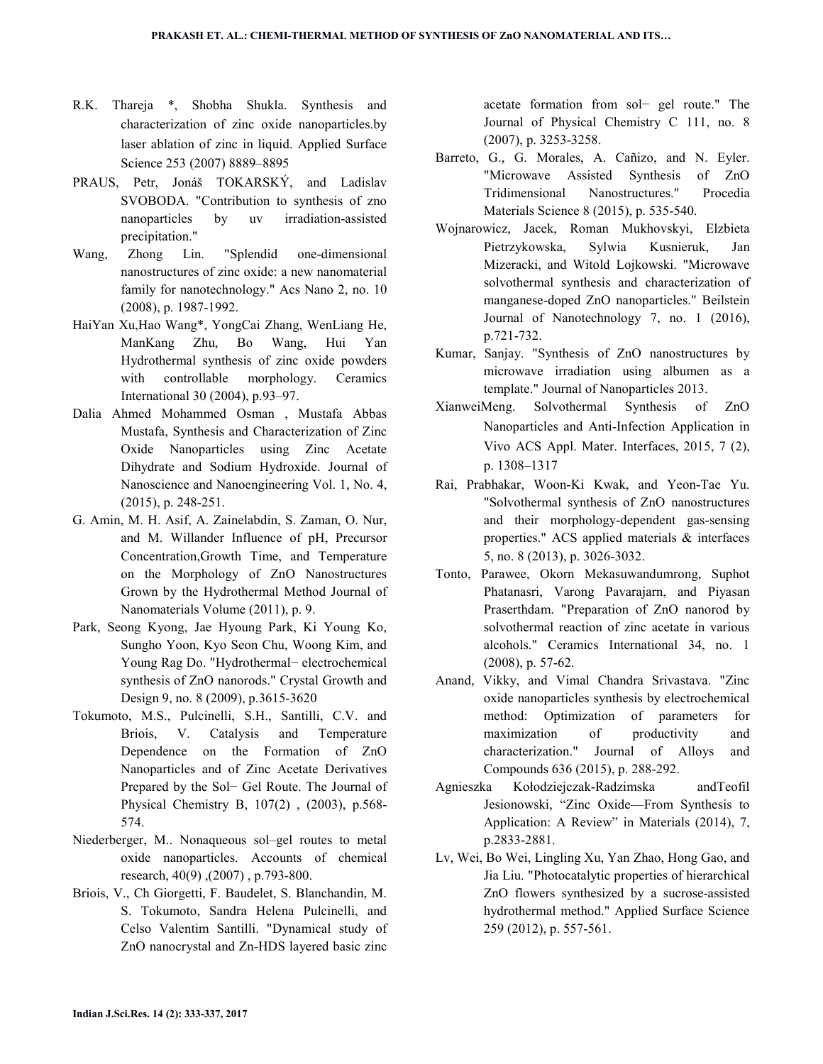R.K. Thareja *, Shobha Shukla. Synthesis and characterization of zinc oxide nanoparticles.by laser ablation of zinc in liquid. Applied Surface Science 253 (2007) 8889–8895

PRAUS, Petr, Jonáš TOKARSKÝ, and Ladislav SVOBODA. "Contribution to synthesis of zno nanoparticles by uv irradiation-assisted precipitation."

Wang, Zhong Lin. "Splendid one-dimensional nanostructures of zinc oxide: a new nanomaterial family for nanotechnology." Acs Nano 2, no. 10 (2008), p. 1987-1992.

HaiYan Xu,Hao Wang*, YongCai Zhang, WenLiang He, ManKang Zhu, Bo Wang, Hui Yan Hydrothermal synthesis of zinc oxide powders with controllable morphology. Ceramics International 30 (2004), p.93–97.

Dalia Ahmed Mohammed Osman , Mustafa Abbas Mustafa, Synthesis and Characterization of Zinc Oxide Nanoparticles using Zinc Acetate Dihydrate and Sodium Hydroxide. Journal of Nanoscience and Nanoengineering Vol. 1, No. 4, (2015), p. 248-251.

G. Amin, M. H. Asif, A. Zainelabdin, S. Zaman, O. Nur, and M. Willander Influence of pH, Precursor Concentration,Growth Time, and Temperature on the Morphology of ZnO Nanostructures Grown by the Hydrothermal Method Journal of Nanomaterials Volume (2011), p. 9.

Park, Seong Kyong, Jae Hyoung Park, Ki Young Ko, Sungho Yoon, Kyo Seon Chu, Woong Kim, and Young Rag Do. "Hydrothermal− electrochemical synthesis of ZnO nanorods." Crystal Growth and Design 9, no. 8 (2009), p.3615-3620

Tokumoto, M.S., Pulcinelli, S.H., Santilli, C.V. and Briois, V. Catalysis and Temperature Dependence on the Formation of ZnO Nanoparticles and of Zinc Acetate Derivatives Prepared by the Sol− Gel Route. The Journal of Physical Chemistry B, 107(2) , (2003), p.568-574.

Niederberger, M.. Nonaqueous sol–gel routes to metal oxide nanoparticles. Accounts of chemical research, 40(9) ,(2007) , p.793-800.

Briois, V., Ch Giorgetti, F. Baudelet, S. Blanchandin, M. S. Tokumoto, Sandra Helena Pulcinelli, and Celso Valentim Santilli. "Dynamical study of ZnO nanocrystal and Zn-HDS layered basic zinc acetate formation from sol− gel route." The Journal of Physical Chemistry C 111, no. 8 (2007), p. 3253-3258.

Barreto, G., G. Morales, A. Cañizo, and N. Eyler. "Microwave Assisted Synthesis of ZnO Tridimensional Nanostructures." Procedia Materials Science 8 (2015), p. 535-540.

Wojnarowicz, Jacek, Roman Mukhovskyi, Elzbieta Pietrzykowska, Sylwia Kusnieruk, Jan Mizeracki, and Witold Lojkowski. "Microwave solvothermal synthesis and characterization of manganese-doped ZnO nanoparticles." Beilstein Journal of Nanotechnology 7, no. 1 (2016), p.721-732.

Kumar, Sanjay. "Synthesis of ZnO nanostructures by microwave irradiation using albumen as a template." Journal of Nanoparticles 2013.

XianweiMeng. Solvothermal Synthesis of ZnO Nanoparticles and Anti-Infection Application in Vivo ACS Appl. Mater. Interfaces, 2015, 7 (2), p. 1308–1317

Rai, Prabhakar, Woon-Ki Kwak, and Yeon-Tae Yu. "Solvothermal synthesis of ZnO nanostructures and their morphology-dependent gas-sensing properties." ACS applied materials & interfaces 5, no. 8 (2013), p. 3026-3032.

Tonto, Parawee, Okorn Mekasuwandumrong, Suphot Phatanasri, Varong Pavarajarn, and Piyasan Praserthdam. "Preparation of ZnO nanorod by solvothermal reaction of zinc acetate in various alcohols." Ceramics International 34, no. 1 (2008), p. 57-62.

Anand, Vikky, and Vimal Chandra Srivastava. "Zinc oxide nanoparticles synthesis by electrochemical method: Optimization of parameters for maximization of productivity and characterization." Journal of Alloys and Compounds 636 (2015), p. 288-292.

Agnieszka Kołodziejczak-Radzimska andTeofil Jesionowski, "Zinc Oxide—From Synthesis to Application: A Review" in Materials (2014), 7, p.2833-2881.

Lv, Wei, Bo Wei, Lingling Xu, Yan Zhao, Hong Gao, and Jia Liu. "Photocatalytic properties of hierarchical ZnO flowers synthesized by a sucrose-assisted hydrothermal method." Applied Surface Science 259 (2012), p. 557-561.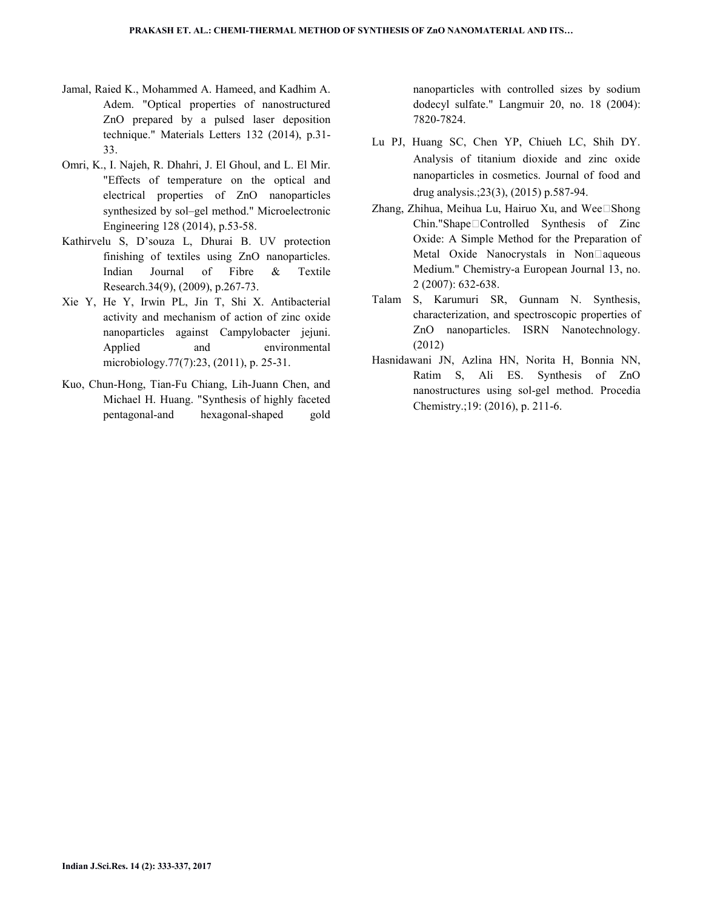Jamal, Raied K., Mohammed A. Hameed, and Kadhim A. Adem. "Optical properties of nanostructured ZnO prepared by a pulsed laser deposition technique." Materials Letters 132 (2014), p.31-33.

Omri, K., I. Najeh, R. Dhahri, J. El Ghoul, and L. El Mir. "Effects of temperature on the optical and electrical properties of ZnO nanoparticles synthesized by sol–gel method." Microelectronic Engineering 128 (2014), p.53-58.

Kathirvelu S, D'souza L, Dhurai B. UV protection finishing of textiles using ZnO nanoparticles. Indian Journal of Fibre & Textile Research.34(9), (2009), p.267-73.

Xie Y, He Y, Irwin PL, Jin T, Shi X. Antibacterial activity and mechanism of action of zinc oxide nanoparticles against Campylobacter jejuni. Applied and environmental microbiology.77(7):23, (2011), p. 25-31.

Kuo, Chun-Hong, Tian-Fu Chiang, Lih-Juann Chen, and Michael H. Huang. "Synthesis of highly faceted pentagonal-and hexagonal-shaped gold nanoparticles with controlled sizes by sodium dodecyl sulfate." Langmuir 20, no. 18 (2004): 7820-7824.

Lu PJ, Huang SC, Chen YP, Chiueh LC, Shih DY. Analysis of titanium dioxide and zinc oxide nanoparticles in cosmetics. Journal of food and drug analysis.;23(3), (2015) p.587-94.

Zhang, Zhihua, Meihua Lu, Hairuo Xu, and Wee‐Shong Chin."Shape‐Controlled Synthesis of Zinc Oxide: A Simple Method for the Preparation of Metal Oxide Nanocrystals in Non‐aqueous Medium." Chemistry-a European Journal 13, no. 2 (2007): 632-638.

Talam S, Karumuri SR, Gunnam N. Synthesis, characterization, and spectroscopic properties of ZnO nanoparticles. ISRN Nanotechnology. (2012)

Hasnidawani JN, Azlina HN, Norita H, Bonnia NN, Ratim S, Ali ES. Synthesis of ZnO nanostructures using sol-gel method. Procedia Chemistry.;19: (2016), p. 211-6.